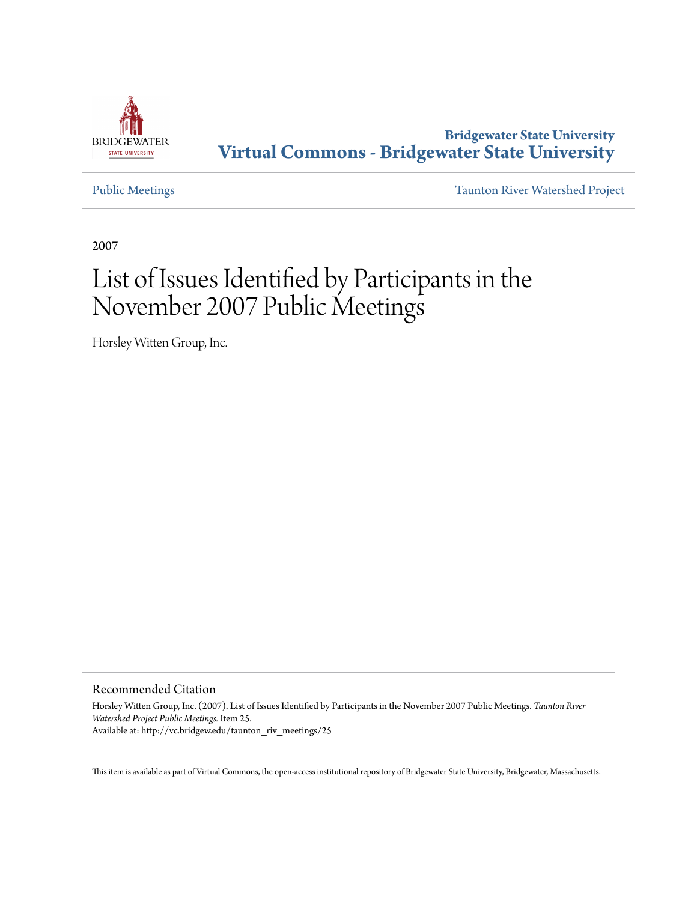Bridgewater State University
**Virtual Commons - Bridgewater State University**

Public Meetings | Taunton River Watershed Project

2007

# List of Issues Identified by Participants in the November 2007 Public Meetings

Horsley Witten Group, Inc.

## Recommended Citation

Horsley Witten Group, Inc. (2007). List of Issues Identified by Participants in the November 2007 Public Meetings. *Taunton River Watershed Project Public Meetings.* Item 25.
Available at: http://vc.bridgew.edu/taunton_riv_meetings/25

This item is available as part of Virtual Commons, the open-access institutional repository of Bridgewater State University, Bridgewater, Massachusetts.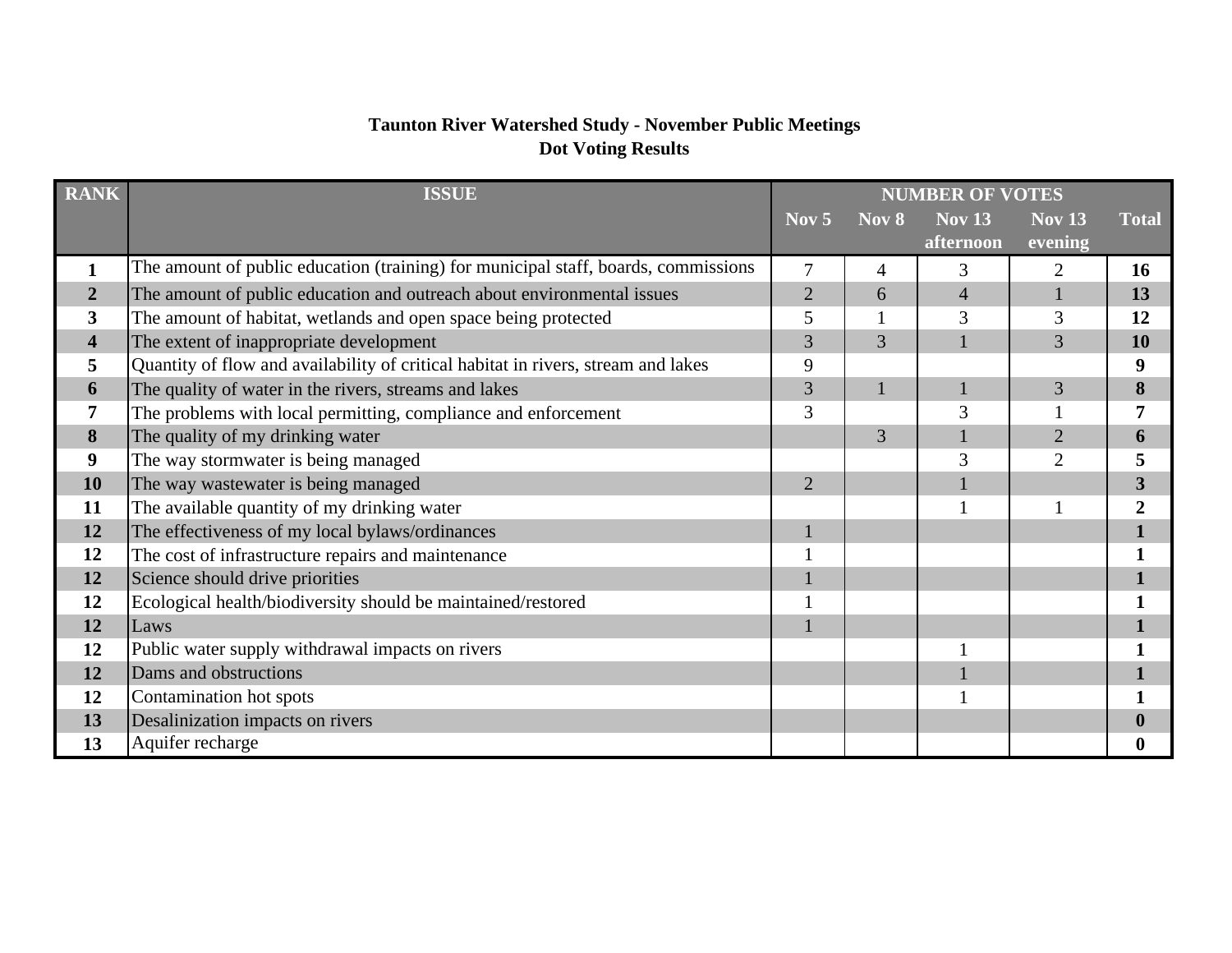**Taunton River Watershed Study - November Public Meetings**
**Dot Voting Results**

| RANK | ISSUE | NUMBER OF VOTES | | | | |
|---|---|---|---|---|---|---|
| | | Nov 5 | Nov 8 | Nov 13 afternoon | Nov 13 evening | Total |
| **1** | The amount of public education (training) for municipal staff, boards, commissions | 7 | 4 | 3 | 2 | **16** |
| **2** | The amount of public education and outreach about environmental issues | 2 | 6 | 4 | 1 | **13** |
| **3** | The amount of habitat, wetlands and open space being protected | 5 | 1 | 3 | 3 | **12** |
| **4** | The extent of inappropriate development | 3 | 3 | 1 | 3 | **10** |
| **5** | Quantity of flow and availability of critical habitat in rivers, stream and lakes | 9 | | | | **9** |
| **6** | The quality of water in the rivers, streams and lakes | 3 | 1 | 1 | 3 | **8** |
| **7** | The problems with local permitting, compliance and enforcement | 3 | | 3 | 1 | **7** |
| **8** | The quality of my drinking water | | 3 | 1 | 2 | **6** |
| **9** | The way stormwater is being managed | | | 3 | 2 | **5** |
| **10** | The way wastewater is being managed | 2 | | 1 | | **3** |
| **11** | The available quantity of my drinking water | | | 1 | 1 | **2** |
| **12** | The effectiveness of my local bylaws/ordinances | 1 | | | | **1** |
| **12** | The cost of infrastructure repairs and maintenance | 1 | | | | **1** |
| **12** | Science should drive priorities | 1 | | | | **1** |
| **12** | Ecological health/biodiversity should be maintained/restored | 1 | | | | **1** |
| **12** | Laws | 1 | | | | **1** |
| **12** | Public water supply withdrawal impacts on rivers | | | 1 | | **1** |
| **12** | Dams and obstructions | | | 1 | | **1** |
| **12** | Contamination hot spots | | | 1 | | **1** |
| **13** | Desalinization impacts on rivers | | | | | **0** |
| **13** | Aquifer recharge | | | | | **0** |